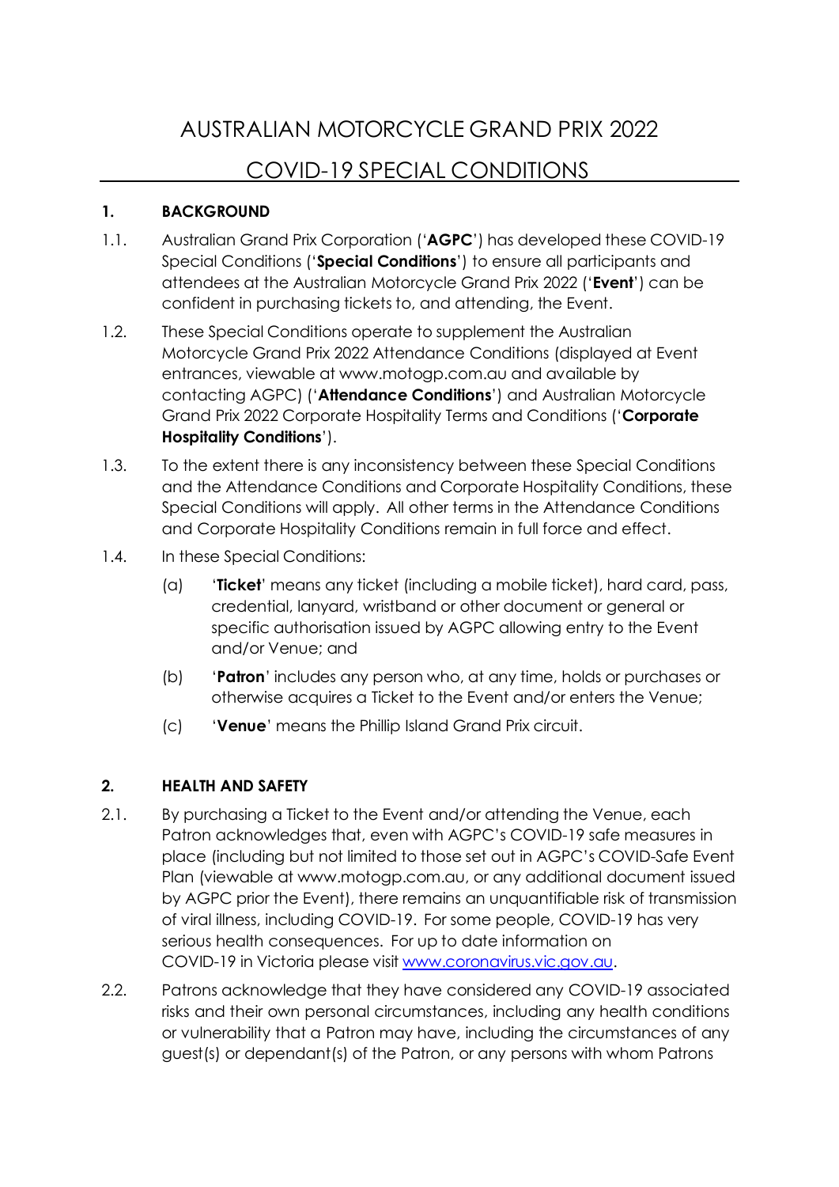# AUSTRALIAN MOTORCYCLE GRAND PRIX 2022

## COVID-19 SPECIAL CONDITIONS

### 1. BACKGROUND

1.1. Australian Grand Prix Corporation ('**AGPC**') has developed these COVID-19 Special Conditions ('**Special Conditions**') to ensure all participants and attendees at the Australian Motorcycle Grand Prix 2022 ('**Event**') can be confident in purchasing tickets to, and attending, the Event.

1.2. These Special Conditions operate to supplement the Australian Motorcycle Grand Prix 2022 Attendance Conditions (displayed at Event entrances, viewable at www.motogp.com.au and available by contacting AGPC) ('**Attendance Conditions**') and Australian Motorcycle Grand Prix 2022 Corporate Hospitality Terms and Conditions ('**Corporate Hospitality Conditions**').

1.3. To the extent there is any inconsistency between these Special Conditions and the Attendance Conditions and Corporate Hospitality Conditions, these Special Conditions will apply. All other terms in the Attendance Conditions and Corporate Hospitality Conditions remain in full force and effect.

1.4. In these Special Conditions:

(a) '**Ticket**' means any ticket (including a mobile ticket), hard card, pass, credential, lanyard, wristband or other document or general or specific authorisation issued by AGPC allowing entry to the Event and/or Venue; and

(b) '**Patron**' includes any person who, at any time, holds or purchases or otherwise acquires a Ticket to the Event and/or enters the Venue;

(c) '**Venue**' means the Phillip Island Grand Prix circuit.

### 2. HEALTH AND SAFETY

2.1. By purchasing a Ticket to the Event and/or attending the Venue, each Patron acknowledges that, even with AGPC's COVID-19 safe measures in place (including but not limited to those set out in AGPC's COVID-Safe Event Plan (viewable at www.motogp.com.au, or any additional document issued by AGPC prior the Event), there remains an unquantifiable risk of transmission of viral illness, including COVID-19. For some people, COVID-19 has very serious health consequences. For up to date information on COVID-19 in Victoria please visit [www.coronavirus.vic.gov.au](http://www.coronavirus.vic.gov.au).

2.2. Patrons acknowledge that they have considered any COVID-19 associated risks and their own personal circumstances, including any health conditions or vulnerability that a Patron may have, including the circumstances of any guest(s) or dependant(s) of the Patron, or any persons with whom Patrons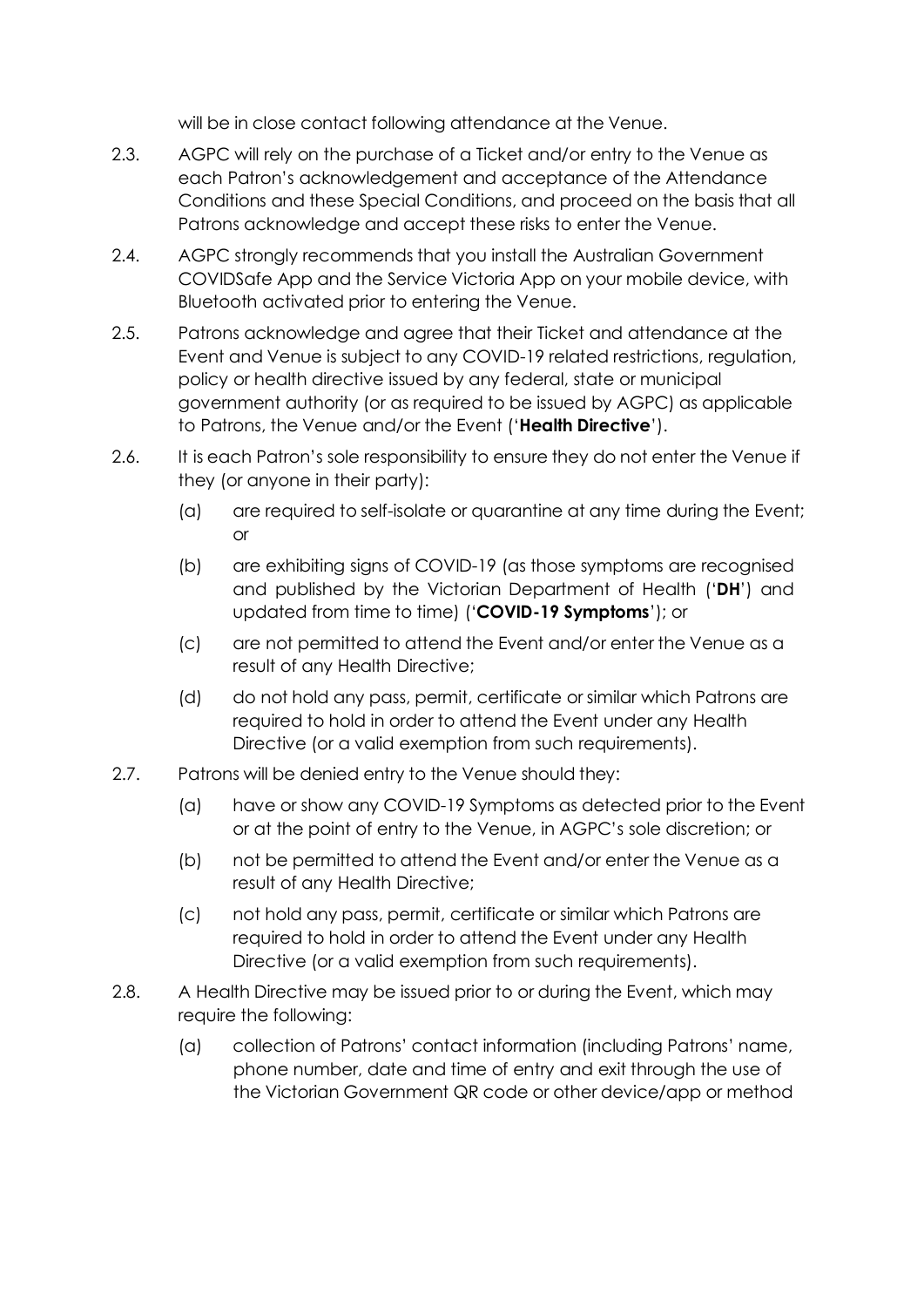will be in close contact following attendance at the Venue.

2.3. AGPC will rely on the purchase of a Ticket and/or entry to the Venue as each Patron's acknowledgement and acceptance of the Attendance Conditions and these Special Conditions, and proceed on the basis that all Patrons acknowledge and accept these risks to enter the Venue.

2.4. AGPC strongly recommends that you install the Australian Government COVIDSafe App and the Service Victoria App on your mobile device, with Bluetooth activated prior to entering the Venue.

2.5. Patrons acknowledge and agree that their Ticket and attendance at the Event and Venue is subject to any COVID-19 related restrictions, regulation, policy or health directive issued by any federal, state or municipal government authority (or as required to be issued by AGPC) as applicable to Patrons, the Venue and/or the Event ('**Health Directive**').

2.6. It is each Patron's sole responsibility to ensure they do not enter the Venue if they (or anyone in their party):

   (a) are required to self-isolate or quarantine at any time during the Event; or

   (b) are exhibiting signs of COVID-19 (as those symptoms are recognised and published by the Victorian Department of Health ('**DH**') and updated from time to time) ('**COVID-19 Symptoms**'); or

   (c) are not permitted to attend the Event and/or enter the Venue as a result of any Health Directive;

   (d) do not hold any pass, permit, certificate or similar which Patrons are required to hold in order to attend the Event under any Health Directive (or a valid exemption from such requirements).

2.7. Patrons will be denied entry to the Venue should they:

   (a) have or show any COVID-19 Symptoms as detected prior to the Event or at the point of entry to the Venue, in AGPC's sole discretion; or

   (b) not be permitted to attend the Event and/or enter the Venue as a result of any Health Directive;

   (c) not hold any pass, permit, certificate or similar which Patrons are required to hold in order to attend the Event under any Health Directive (or a valid exemption from such requirements).

2.8. A Health Directive may be issued prior to or during the Event, which may require the following:

   (a) collection of Patrons' contact information (including Patrons' name, phone number, date and time of entry and exit through the use of the Victorian Government QR code or other device/app or method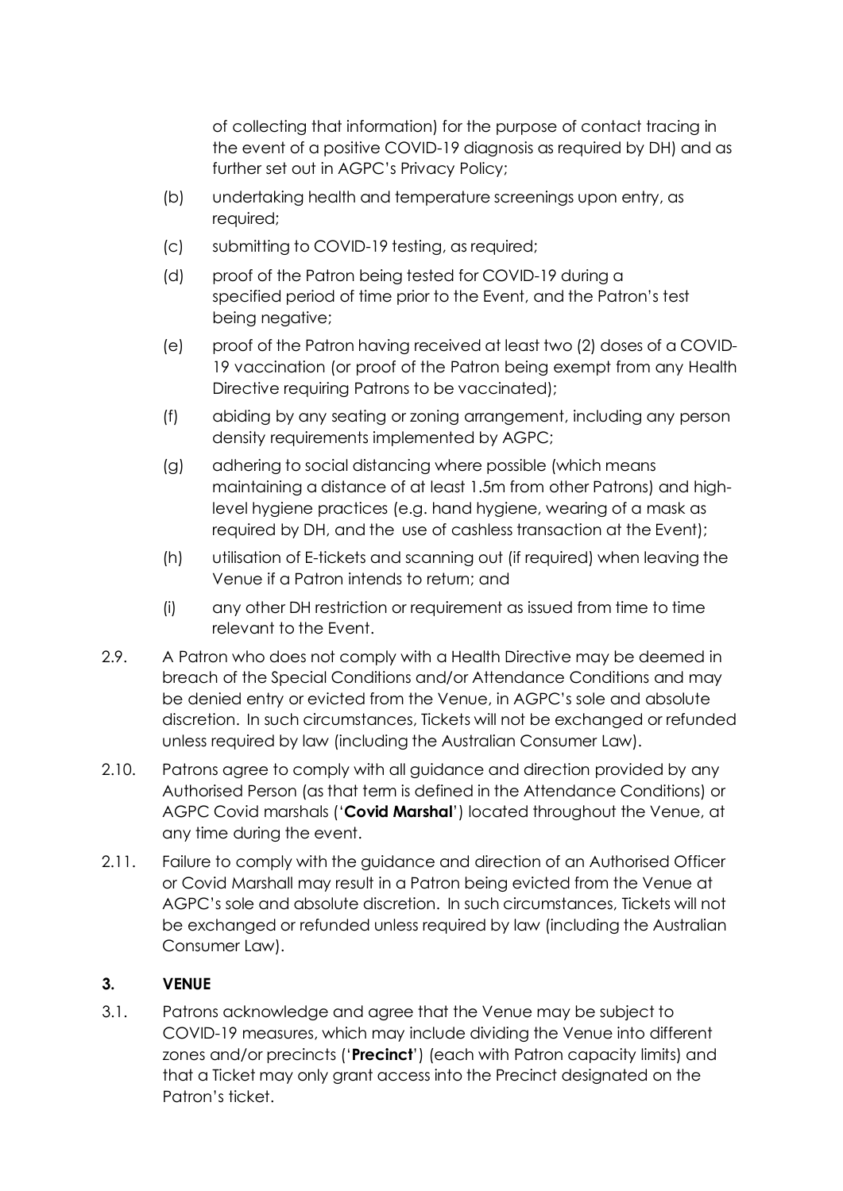of collecting that information) for the purpose of contact tracing in the event of a positive COVID-19 diagnosis as required by DH) and as further set out in AGPC's Privacy Policy;

(b) undertaking health and temperature screenings upon entry, as required;

(c) submitting to COVID-19 testing, as required;

(d) proof of the Patron being tested for COVID-19 during a specified period of time prior to the Event, and the Patron's test being negative;

(e) proof of the Patron having received at least two (2) doses of a COVID-19 vaccination (or proof of the Patron being exempt from any Health Directive requiring Patrons to be vaccinated);

(f) abiding by any seating or zoning arrangement, including any person density requirements implemented by AGPC;

(g) adhering to social distancing where possible (which means maintaining a distance of at least 1.5m from other Patrons) and high-level hygiene practices (e.g. hand hygiene, wearing of a mask as required by DH, and the use of cashless transaction at the Event);

(h) utilisation of E-tickets and scanning out (if required) when leaving the Venue if a Patron intends to return; and

(i) any other DH restriction or requirement as issued from time to time relevant to the Event.

2.9. A Patron who does not comply with a Health Directive may be deemed in breach of the Special Conditions and/or Attendance Conditions and may be denied entry or evicted from the Venue, in AGPC's sole and absolute discretion. In such circumstances, Tickets will not be exchanged or refunded unless required by law (including the Australian Consumer Law).

2.10. Patrons agree to comply with all guidance and direction provided by any Authorised Person (as that term is defined in the Attendance Conditions) or AGPC Covid marshals ('**Covid Marshal**') located throughout the Venue, at any time during the event.

2.11. Failure to comply with the guidance and direction of an Authorised Officer or Covid Marshall may result in a Patron being evicted from the Venue at AGPC's sole and absolute discretion. In such circumstances, Tickets will not be exchanged or refunded unless required by law (including the Australian Consumer Law).

## 3. VENUE

3.1. Patrons acknowledge and agree that the Venue may be subject to COVID-19 measures, which may include dividing the Venue into different zones and/or precincts ('**Precinct**') (each with Patron capacity limits) and that a Ticket may only grant access into the Precinct designated on the Patron's ticket.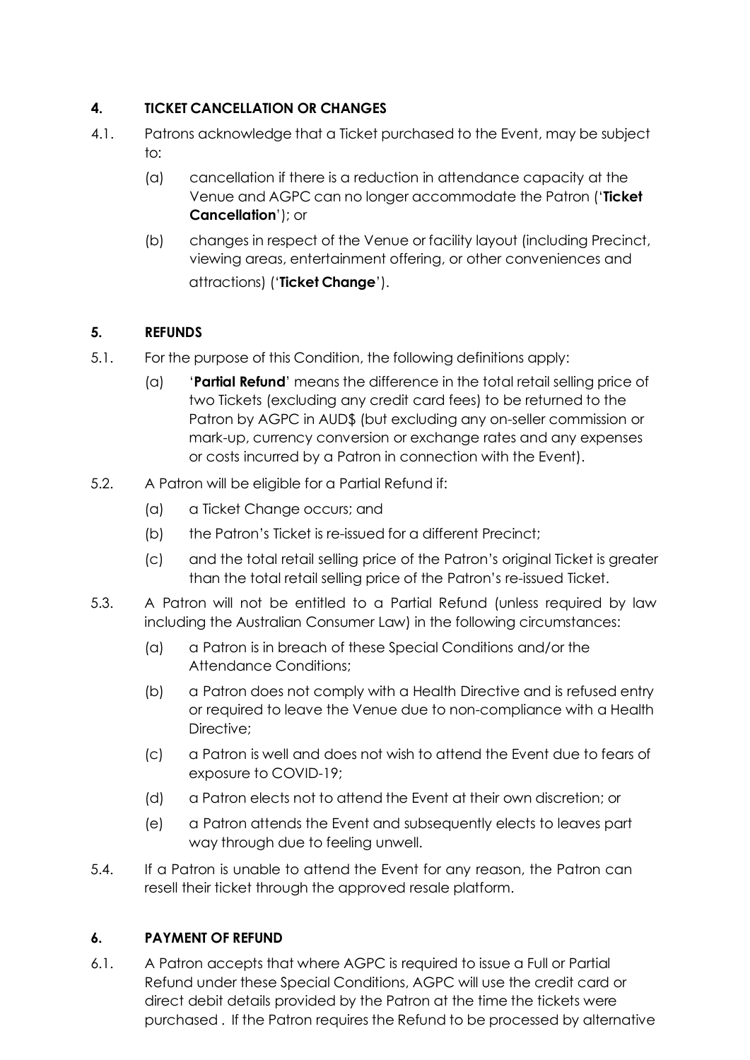## 4. TICKET CANCELLATION OR CHANGES

4.1. Patrons acknowledge that a Ticket purchased to the Event, may be subject to:

(a) cancellation if there is a reduction in attendance capacity at the Venue and AGPC can no longer accommodate the Patron ('**Ticket Cancellation**'); or

(b) changes in respect of the Venue or facility layout (including Precinct, viewing areas, entertainment offering, or other conveniences and attractions) ('**Ticket Change**').

## 5. REFUNDS

5.1. For the purpose of this Condition, the following definitions apply:

(a) '**Partial Refund**' means the difference in the total retail selling price of two Tickets (excluding any credit card fees) to be returned to the Patron by AGPC in AUD$ (but excluding any on-seller commission or mark-up, currency conversion or exchange rates and any expenses or costs incurred by a Patron in connection with the Event).

5.2. A Patron will be eligible for a Partial Refund if:

(a) a Ticket Change occurs; and

(b) the Patron's Ticket is re-issued for a different Precinct;

(c) and the total retail selling price of the Patron's original Ticket is greater than the total retail selling price of the Patron's re-issued Ticket.

5.3. A Patron will not be entitled to a Partial Refund (unless required by law including the Australian Consumer Law) in the following circumstances:

(a) a Patron is in breach of these Special Conditions and/or the Attendance Conditions;

(b) a Patron does not comply with a Health Directive and is refused entry or required to leave the Venue due to non-compliance with a Health Directive;

(c) a Patron is well and does not wish to attend the Event due to fears of exposure to COVID-19;

(d) a Patron elects not to attend the Event at their own discretion; or

(e) a Patron attends the Event and subsequently elects to leaves part way through due to feeling unwell.

5.4. If a Patron is unable to attend the Event for any reason, the Patron can resell their ticket through the approved resale platform.

## 6. PAYMENT OF REFUND

6.1. A Patron accepts that where AGPC is required to issue a Full or Partial Refund under these Special Conditions, AGPC will use the credit card or direct debit details provided by the Patron at the time the tickets were purchased . If the Patron requires the Refund to be processed by alternative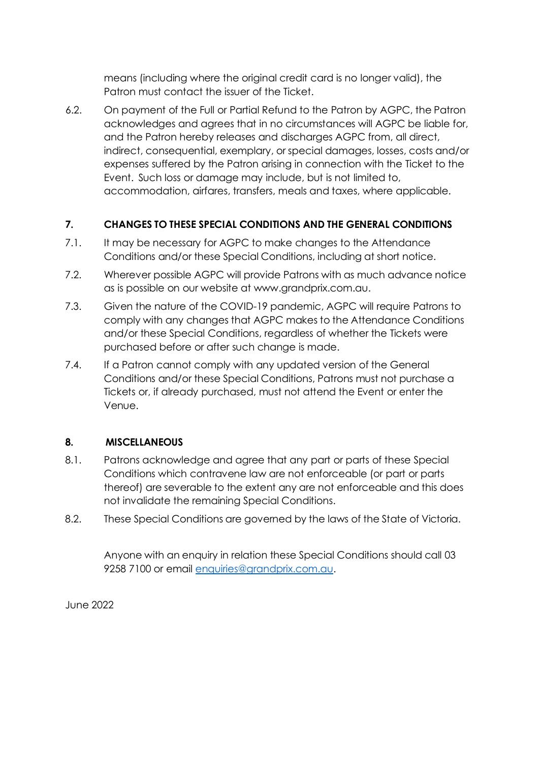means (including where the original credit card is no longer valid), the Patron must contact the issuer of the Ticket.

6.2. On payment of the Full or Partial Refund to the Patron by AGPC, the Patron acknowledges and agrees that in no circumstances will AGPC be liable for, and the Patron hereby releases and discharges AGPC from, all direct, indirect, consequential, exemplary, or special damages, losses, costs and/or expenses suffered by the Patron arising in connection with the Ticket to the Event. Such loss or damage may include, but is not limited to, accommodation, airfares, transfers, meals and taxes, where applicable.

## 7. CHANGES TO THESE SPECIAL CONDITIONS AND THE GENERAL CONDITIONS

7.1. It may be necessary for AGPC to make changes to the Attendance Conditions and/or these Special Conditions, including at short notice.

7.2. Wherever possible AGPC will provide Patrons with as much advance notice as is possible on our website at www.grandprix.com.au.

7.3. Given the nature of the COVID-19 pandemic, AGPC will require Patrons to comply with any changes that AGPC makes to the Attendance Conditions and/or these Special Conditions, regardless of whether the Tickets were purchased before or after such change is made.

7.4. If a Patron cannot comply with any updated version of the General Conditions and/or these Special Conditions, Patrons must not purchase a Tickets or, if already purchased, must not attend the Event or enter the Venue.

## 8. MISCELLANEOUS

8.1. Patrons acknowledge and agree that any part or parts of these Special Conditions which contravene law are not enforceable (or part or parts thereof) are severable to the extent any are not enforceable and this does not invalidate the remaining Special Conditions.

8.2. These Special Conditions are governed by the laws of the State of Victoria.

Anyone with an enquiry in relation these Special Conditions should call 03 9258 7100 or email enquiries@grandprix.com.au.

June 2022